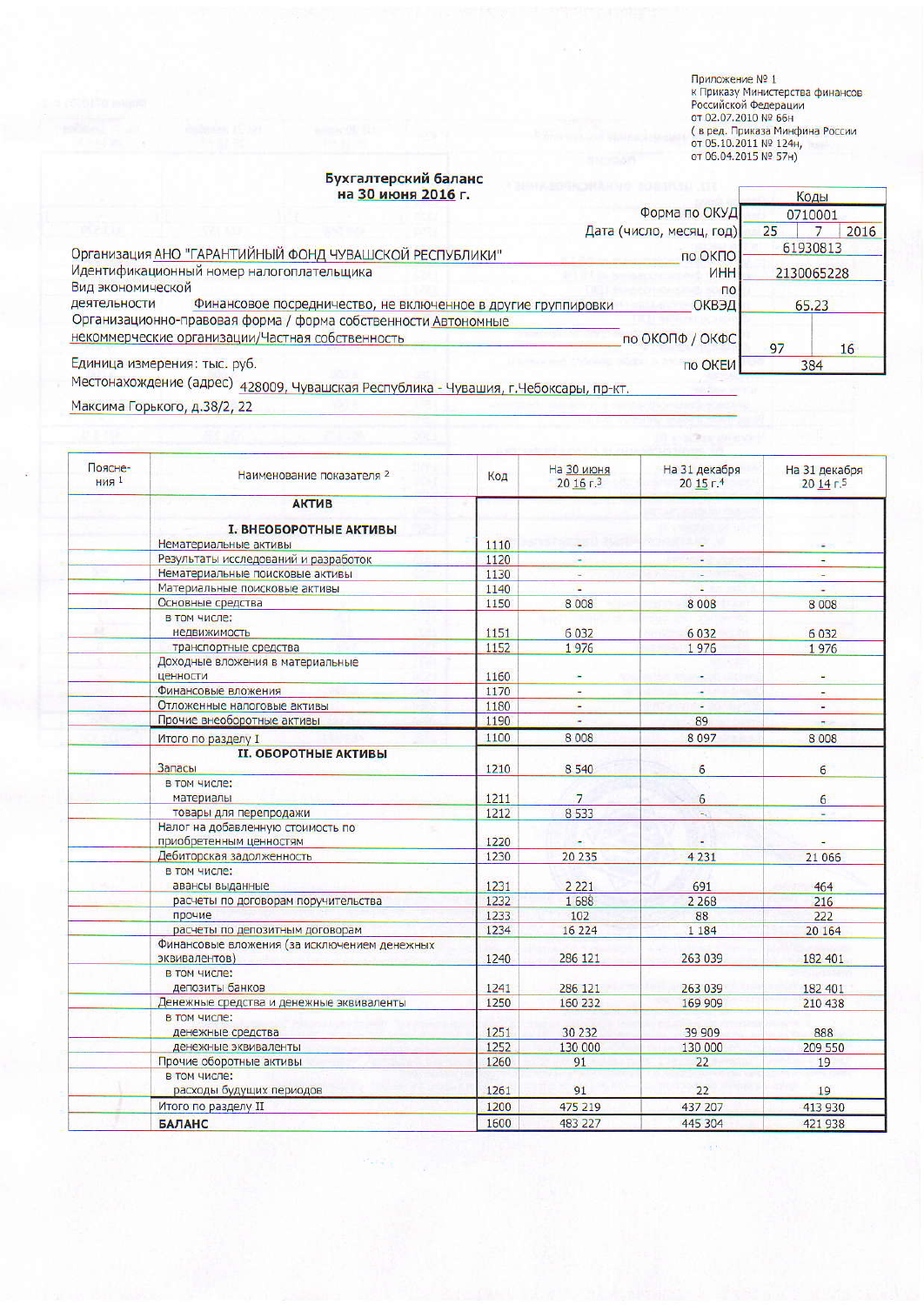Приложение № 1
к Приказу Министерства финансов
Российской Федерации
от 02.07.2010 № 66н
( в ред. Приказа Минфина России
от 05.10.2011 № 124н,
от 06.04.2015 № 57н)

# Бухгалтерский баланс
## на 30 июня 2016 г.

| | | Коды | |
|---|---|---|---|
| | Форма по ОКУД | 0710001 | |
| | Дата (число, месяц, год) | 25 / 7 / 2016 | |
| Организация АНО "ГАРАНТИЙНЫЙ ФОНД ЧУВАШСКОЙ РЕСПУБЛИКИ" | по ОКПО | 61930813 | |
| Идентификационный номер налогоплательщика | ИНН | 2130065228 | |
| Вид экономической деятельности Финансовое посредничество, не включенное в другие группировки | по ОКВЭД | 65.23 | |
| Организационно-правовая форма / форма собственности Автономные некоммерческие организации/Частная собственность | по ОКОПФ / ОКФС | 97 | 16 |
| Единица измерения: тыс. руб. | по ОКЕИ | 384 | |

Местонахождение (адрес) 428009, Чувашская Республика - Чувашия, г.Чебоксары, пр-кт. Максима Горького, д.38/2, 22

| Поясне-ния [1] | Наименование показателя [2] | Код | На 30 июня 20 16 г.[3] | На 31 декабря 20 15 г.[4] | На 31 декабря 20 14 г.[5] |
|---|---|---|---|---|---|
| | **АКТИВ** | | | | |
| | **I. ВНЕОБОРОТНЫЕ АКТИВЫ** | | | | |
| | Нематериальные активы | 1110 | - | - | - |
| | Результаты исследований и разработок | 1120 | - | - | - |
| | Нематериальные поисковые активы | 1130 | - | - | - |
| | Материальные поисковые активы | 1140 | - | - | - |
| | Основные средства | 1150 | 8 008 | 8 008 | 8 008 |
| | в том числе: | | | | |
| | недвижимость | 1151 | 6 032 | 6 032 | 6 032 |
| | транспортные средства | 1152 | 1 976 | 1 976 | 1 976 |
| | Доходные вложения в материальные ценности | 1160 | - | - | - |
| | Финансовые вложения | 1170 | - | - | - |
| | Отложенные налоговые активы | 1180 | - | - | - |
| | Прочие внеоборотные активы | 1190 | - | 89 | - |
| | Итого по разделу I | 1100 | 8 008 | 8 097 | 8 008 |
| | **II. ОБОРОТНЫЕ АКТИВЫ** | | | | |
| | Запасы | 1210 | 8 540 | 6 | 6 |
| | в том числе: | | | | |
| | материалы | 1211 | 7 | 6 | 6 |
| | товары для перепродажи | 1212 | 8 533 | - | - |
| | Налог на добавленную стоимость по приобретенным ценностям | 1220 | - | - | - |
| | Дебиторская задолженность | 1230 | 20 235 | 4 231 | 21 066 |
| | в том числе: | | | | |
| | авансы выданные | 1231 | 2 221 | 691 | 464 |
| | расчеты по договорам поручительства | 1232 | 1 688 | 2 268 | 216 |
| | прочие | 1233 | 102 | 88 | 222 |
| | расчеты по депозитным договорам | 1234 | 16 224 | 1 184 | 20 164 |
| | Финансовые вложения (за исключением денежных эквивалентов) | 1240 | 286 121 | 263 039 | 182 401 |
| | в том числе: | | | | |
| | депозиты банков | 1241 | 286 121 | 263 039 | 182 401 |
| | Денежные средства и денежные эквиваленты | 1250 | 160 232 | 169 909 | 210 438 |
| | в том числе: | | | | |
| | денежные средства | 1251 | 30 232 | 39 909 | 888 |
| | денежные эквиваленты | 1252 | 130 000 | 130 000 | 209 550 |
| | Прочие оборотные активы | 1260 | 91 | 22 | 19 |
| | в том числе: | | | | |
| | расходы будущих периодов | 1261 | 91 | 22 | 19 |
| | Итого по разделу II | 1200 | 475 219 | 437 207 | 413 930 |
| | **БАЛАНС** | 1600 | 483 227 | 445 304 | 421 938 |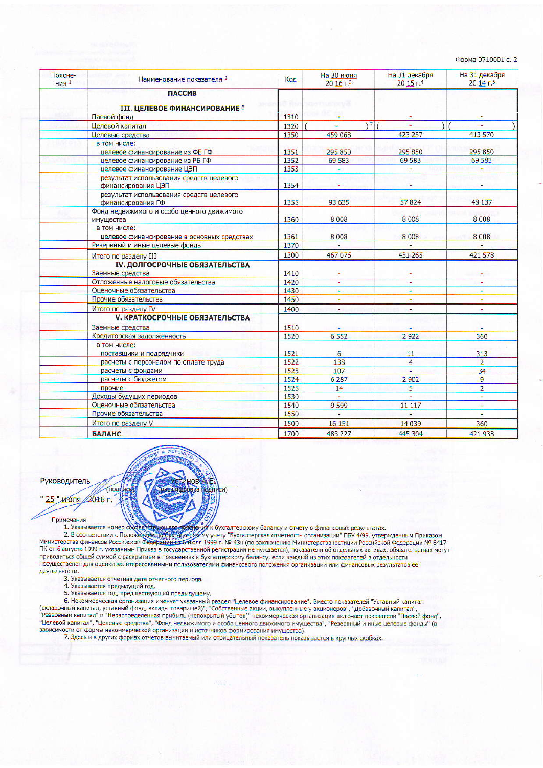Форма 0710001 с. 2

| Поясне-ния [1] | Наименование показателя [2] | Код | На 30 июня 20 16 г.[3] | На 31 декабря 20 15 г.[4] | На 31 декабря 20 14 г.[5] |
|---|---|---|---|---|---|
| | **ПАССИВ** | | | | |
| | **III. ЦЕЛЕВОЕ ФИНАНСИРОВАНИЕ** [6] | | | | |
| | Паевой фонд | 1310 | - | - | - |
| | Целевой капитал | 1320 | ( - )[7] | ( - ) | ( - ) |
| | Целевые средства | 1350 | 459 068 | 423 257 | 413 570 |
| | в том числе: | | | | |
| | целевое финансирование из ФБ ГФ | 1351 | 295 850 | 295 850 | 295 850 |
| | целевое финансирование из РБ ГФ | 1352 | 69 583 | 69 583 | 69 583 |
| | целевое финансирование ЦЭП | 1353 | - | - | - |
| | результат использования средств целевого финансирования ЦЭП | 1354 | - | - | - |
| | результат использования средств целевого финансирования ГФ | 1355 | 93 635 | 57 824 | 48 137 |
| | Фонд недвижимого и особо ценного движимого имущества | 1360 | 8 008 | 8 008 | 8 008 |
| | в том числе: | | | | |
| | целевое финансирование в основных средствах | 1361 | 8 008 | 8 008 | 8 008 |
| | Резервный и иные целевые фонды | 1370 | - | - | - |
| | Итого по разделу III | 1300 | 467 076 | 431 265 | 421 578 |
| | **IV. ДОЛГОСРОЧНЫЕ ОБЯЗАТЕЛЬСТВА** | | | | |
| | Заемные средства | 1410 | - | - | - |
| | Отложенные налоговые обязательства | 1420 | - | - | - |
| | Оценочные обязательства | 1430 | - | - | - |
| | Прочие обязательства | 1450 | - | - | - |
| | Итого по разделу IV | 1400 | - | - | - |
| | **V. КРАТКОСРОЧНЫЕ ОБЯЗАТЕЛЬСТВА** | | | | |
| | Заемные средства | 1510 | - | - | - |
| | Кредиторская задолженность | 1520 | 6 552 | 2 922 | 360 |
| | в том числе: | | | | |
| | поставщики и подрядчики | 1521 | 6 | 11 | 313 |
| | расчеты с персоналом по оплате труда | 1522 | 138 | 4 | 2 |
| | расчеты с фондами | 1523 | 107 | - | 34 |
| | расчеты с бюджетом | 1524 | 6 287 | 2 902 | 9 |
| | прочие | 1525 | 14 | 5 | 2 |
| | Доходы будущих периодов | 1530 | - | - | - |
| | Оценочные обязательства | 1540 | 9 599 | 11 117 | - |
| | Прочие обязательства | 1550 | - | - | - |
| | Итого по разделу V | 1500 | 16 151 | 14 039 | 360 |
| | **БАЛАНС** | 1700 | 483 227 | 445 304 | 421 938 |

Руководитель _________ (подпись) Устинов А.Е. (расшифровка подписи)

" 25 " июля 2016 г.

Примечания

1. Указывается номер соответствующего пояснения к бухгалтерскому балансу и отчету о финансовых результатах.
2. В соответствии с Положением по бухгалтерскому учету "Бухгалтерская отчетность организации" ПБУ 4/99, утвержденным Приказом Министерства финансов Российской Федерации от 6 июля 1999 г. № 43н (по заключению Министерства юстиции Российской Федерации № 6417-ПК от 6 августа 1999 г. указанным Приказ в государственной регистрации не нуждается), показатели об отдельных активах, обязательствах могут приводиться общей суммой с раскрытием в пояснениях к бухгалтерскому балансу, если каждый из этих показателей в отдельности несущественен для оценки заинтересованными пользователями финансового положения организации или финансовых результатов ее деятельности.
3. Указывается отчетная дата отчетного периода.
4. Указывается предыдущий год.
5. Указывается год, предшествующий предыдущему.
6. Некоммерческая организация именует указанный раздел "Целевое финансирование". Вместо показателей "Уставный капитал (складочный капитал, уставный фонд, вклады товарищей)", "Собственные акции, выкупленные у акционеров", "Добавочный капитал", "Резервный капитал" и "Нераспределенная прибыль (непокрытый убыток)" некоммерческая организация включает показатели "Паевой фонд", "Целевой капитал", "Целевые средства", "Фонд недвижимого и особо ценного движимого имущества", "Резервный и иные целевые фонды" (в зависимости от формы некоммерческой организации и источников формирования имущества).
7. Здесь и в других формах отчетов вычитаемый или отрицательный показатель показывается в круглых скобках.